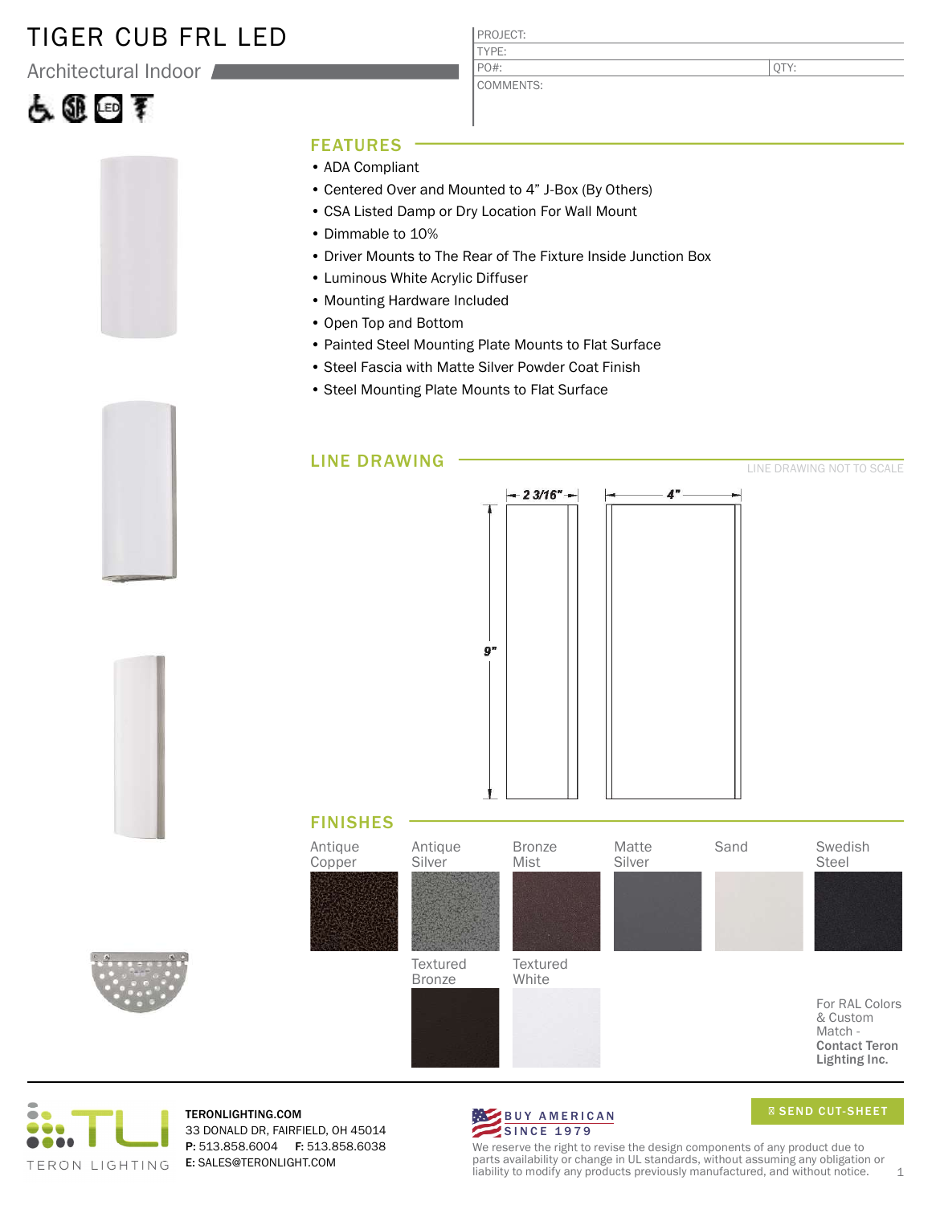# TIGER CUB FRL LED

Architectural Indoor

| PROJECT: | |
|---|---|
| TYPE: | |
| PO#: | QTY: |
| COMMENTS: | |

## FEATURES

- ADA Compliant
- Centered Over and Mounted to 4" J-Box (By Others)
- CSA Listed Damp or Dry Location For Wall Mount
- Dimmable to 10%
- Driver Mounts to The Rear of The Fixture Inside Junction Box
- Luminous White Acrylic Diffuser
- Mounting Hardware Included
- Open Top and Bottom
- Painted Steel Mounting Plate Mounts to Flat Surface
- Steel Fascia with Matte Silver Powder Coat Finish
- Steel Mounting Plate Mounts to Flat Surface

## LINE DRAWING

LINE DRAWING NOT TO SCALE

2 3/16"

4"

9"

## FINISHES

Antique Copper

Antique Silver

Bronze Mist

Matte Silver

Sand

Swedish Steel

Textured Bronze

Textured White

For RAL Colors & Custom Match - **Contact Teron Lighting Inc.**

TERON LIGHTING

**TERONLIGHTING.COM**
33 DONALD DR, FAIRFIELD, OH 45014
**P:** 513.858.6004 **F:** 513.858.6038
**E:** SALES@TERONLIGHT.COM

BUY AMERICAN SINCE 1979

SEND CUT-SHEET

We reserve the right to revise the design components of any product due to parts availability or change in UL standards, without assuming any obligation or liability to modify any products previously manufactured, and without notice.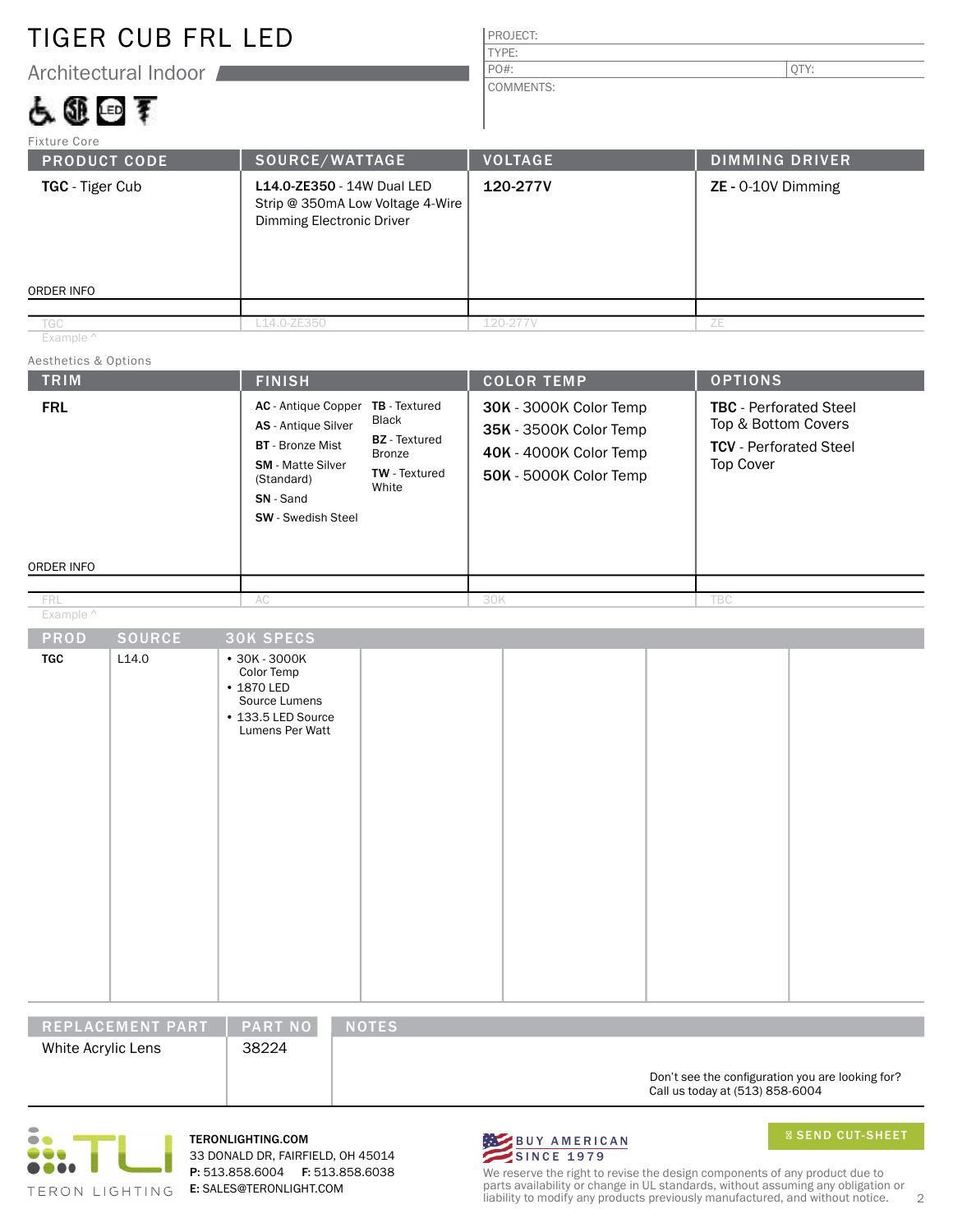# TIGER CUB FRL LED

## Architectural Indoor

| PROJECT: | |
|---|---|
| TYPE: | |
| PO#: | QTY: |
| COMMENTS: | |

Fixture Core

| PRODUCT CODE | SOURCE/WATTAGE | VOLTAGE | DIMMING DRIVER |
|---|---|---|---|
| **TGC** - Tiger Cub | **L14.0-ZE350** - 14W Dual LED Strip @ 350mA Low Voltage 4-Wire Dimming Electronic Driver | **120-277V** | **ZE** - 0-10V Dimming |

ORDER INFO

| | | | |
|---|---|---|---|
| TGC | L14.0-ZE350 | 120-277V | ZE |

Example ^

Aesthetics & Options

| TRIM | FINISH | COLOR TEMP | OPTIONS |
|---|---|---|---|
| **FRL** | **AC** - Antique Copper<br>**AS** - Antique Silver<br>**BT** - Bronze Mist<br>**SM** - Matte Silver (Standard)<br>**SN** - Sand<br>**SW** - Swedish Steel<br>**TB** - Textured Black<br>**BZ** - Textured Bronze<br>**TW** - Textured White | **30K** - 3000K Color Temp<br>**35K** - 3500K Color Temp<br>**40K** - 4000K Color Temp<br>**50K** - 5000K Color Temp | **TBC** - Perforated Steel Top & Bottom Covers<br>**TCV** - Perforated Steel Top Cover |

ORDER INFO

| | | | |
|---|---|---|---|
| FRL | AC | 30K | TBC |

Example ^

| PROD | SOURCE | 30K SPECS |
|---|---|---|
| **TGC** | L14.0 | • 30K - 3000K Color Temp<br>• 1870 LED Source Lumens<br>• 133.5 LED Source Lumens Per Watt |

| REPLACEMENT PART | PART NO | NOTES |
|---|---|---|
| White Acrylic Lens | 38224 | |

Don't see the configuration you are looking for?
Call us today at (513) 858-6004

TERON LIGHTING

**TERONLIGHTING.COM**
33 DONALD DR, FAIRFIELD, OH 45014
**P:** 513.858.6004 **F:** 513.858.6038
**E:** SALES@TERONLIGHT.COM

BUY AMERICAN SINCE 1979

SEND CUT-SHEET

We reserve the right to revise the design components of any product due to parts availability or change in UL standards, without assuming any obligation or liability to modify any products previously manufactured, and without notice.